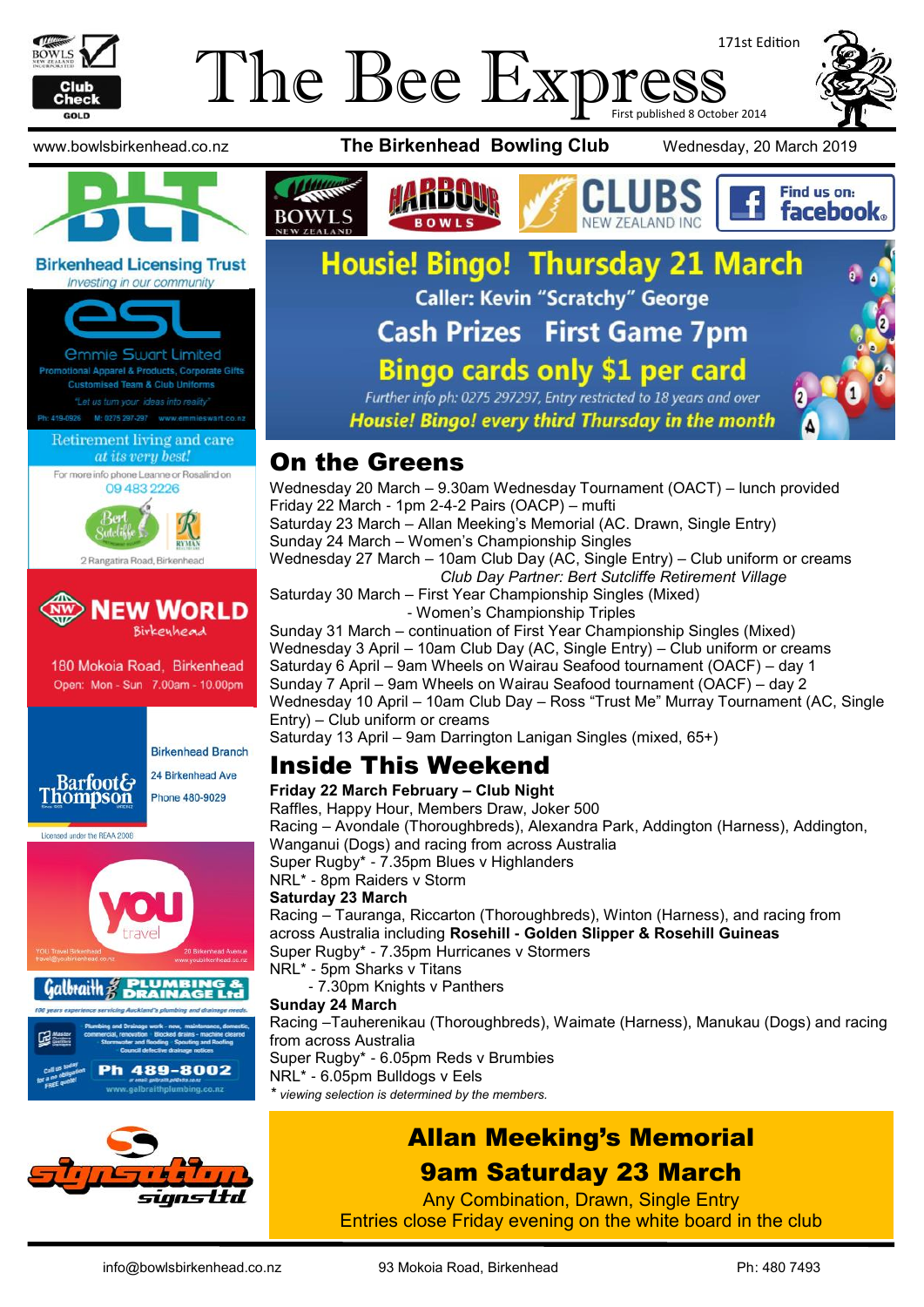# The Bee Express

171st Edition

First published 8 October 2014

www.bowlsbirkenhead.co.nz | **The Birkenhead Bowling Club** | Wednesday, 20 March 2019

**Birkenhead Licensing Trust**
*Investing in our community*

**Emmie Stuart Limited**
Promotional Apparel & Products, Corporate Gifts
Customised Team & Club Uniforms
*"Let us turn your ideas into reality"*
Ph: 419-0926 M: 0275 297-297 www.emmiestuart.co.nz

Retirement living and care
*at its very best!*
For more info phone Leanne or Rosalind on
09 483 2226
Bert Sutcliffe Retirement Village
2 Rangatira Road, Birkenhead

**NEW WORLD** Birkenhead
180 Mokoia Road, Birkenhead
Open: Mon - Sun 7.00am - 10.00pm

Barfoot & Thompson
Birkenhead Branch
24 Birkenhead Ave
Phone 480-9029
Licensed under the REAA 2008

you travel
YOU Travel Birkenhead travel@youbirkenhead.co.nz
20 Birkenhead Avenue www.youbirkenhead.co.nz

Galbraith PLUMBING & DRAINAGE Ltd
100 years experience servicing Auckland's plumbing and drainage needs
Plumbing and Drainage work - new, maintenance, domestic, commercial, renovation · Blocked drains - machine cleared · Stormwater and flooding · Spouting and Roofing · Council defective drainage notices
Call us today for a no obligation FREE quote!
Ph 489-8002
www.galbraithplumbing.co.nz

signsation signs ltd

BOWLS NEW ZEALAND · HARBOUR BOWLS · CLUBS NEW ZEALAND INC · Find us on: facebook

## Housie! Bingo! Thursday 21 March

Caller: Kevin "Scratchy" George

Cash Prizes First Game 7pm

Bingo cards only $1 per card

*Further info ph: 0275 297297, Entry restricted to 18 years and over*

***Housie! Bingo! every third Thursday in the month***

## On the Greens

Wednesday 20 March – 9.30am Wednesday Tournament (OACT) – lunch provided
Friday 22 March - 1pm 2-4-2 Pairs (OACP) – mufti
Saturday 23 March – Allan Meeking's Memorial (AC. Drawn, Single Entry)
Sunday 24 March – Women's Championship Singles
Wednesday 27 March – 10am Club Day (AC, Single Entry) – Club uniform or creams
*Club Day Partner: Bert Sutcliffe Retirement Village*
Saturday 30 March – First Year Championship Singles (Mixed)
- Women's Championship Triples
Sunday 31 March – continuation of First Year Championship Singles (Mixed)
Wednesday 3 April – 10am Club Day (AC, Single Entry) – Club uniform or creams
Saturday 6 April – 9am Wheels on Wairau Seafood tournament (OACF) – day 1
Sunday 7 April – 9am Wheels on Wairau Seafood tournament (OACF) – day 2
Wednesday 10 April – 10am Club Day – Ross "Trust Me" Murray Tournament (AC, Single Entry) – Club uniform or creams
Saturday 13 April – 9am Darrington Lanigan Singles (mixed, 65+)

## Inside This Weekend

**Friday 22 March February – Club Night**
Raffles, Happy Hour, Members Draw, Joker 500
Racing – Avondale (Thoroughbreds), Alexandra Park, Addington (Harness), Addington, Wanganui (Dogs) and racing from across Australia
Super Rugby* - 7.35pm Blues v Highlanders
NRL* - 8pm Raiders v Storm

**Saturday 23 March**
Racing – Tauranga, Riccarton (Thoroughbreds), Winton (Harness), and racing from across Australia including **Rosehill - Golden Slipper & Rosehill Guineas**
Super Rugby* - 7.35pm Hurricanes v Stormers
NRL* - 5pm Sharks v Titans
- 7.30pm Knights v Panthers

**Sunday 24 March**
Racing –Tauherenikau (Thoroughbreds), Waimate (Harness), Manukau (Dogs) and racing from across Australia
Super Rugby* - 6.05pm Reds v Brumbies
NRL* - 6.05pm Bulldogs v Eels

* *viewing selection is determined by the members.*

## Allan Meeking's Memorial
## 9am Saturday 23 March

Any Combination, Drawn, Single Entry
Entries close Friday evening on the white board in the club

info@bowlsbirkenhead.co.nz | 93 Mokoia Road, Birkenhead | Ph: 480 7493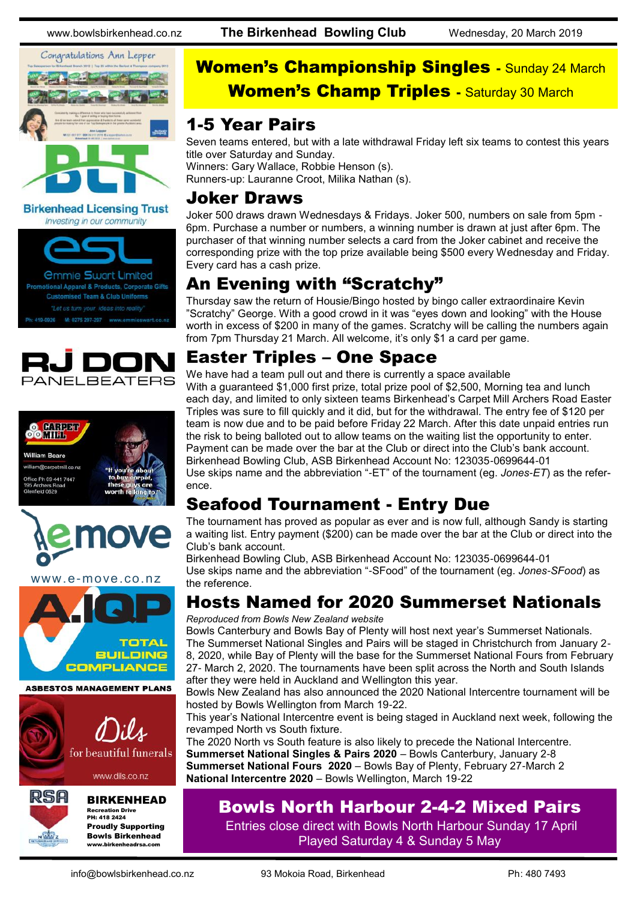## Women's Championship Singles - Sunday 24 March
## Women's Champ Triples - Saturday 30 March

## 1-5 Year Pairs

Seven teams entered, but with a late withdrawal Friday left six teams to contest this years title over Saturday and Sunday.
Winners: Gary Wallace, Robbie Henson (s).
Runners-up: Lauranne Croot, Milika Nathan (s).

## Joker Draws

Joker 500 draws drawn Wednesdays & Fridays. Joker 500, numbers on sale from 5pm - 6pm. Purchase a number or numbers, a winning number is drawn at just after 6pm. The purchaser of that winning number selects a card from the Joker cabinet and receive the corresponding prize with the top prize available being $500 every Wednesday and Friday. Every card has a cash prize.

## An Evening with "Scratchy"

Thursday saw the return of Housie/Bingo hosted by bingo caller extraordinaire Kevin "Scratchy" George. With a good crowd in it was "eyes down and looking" with the House worth in excess of $200 in many of the games. Scratchy will be calling the numbers again from 7pm Thursday 21 March. All welcome, it's only $1 a card per game.

## Easter Triples – One Space

We have had a team pull out and there is currently a space available
With a guaranteed $1,000 first prize, total prize pool of $2,500, Morning tea and lunch each day, and limited to only sixteen teams Birkenhead's Carpet Mill Archers Road Easter Triples was sure to fill quickly and it did, but for the withdrawal. The entry fee of $120 per team is now due and to be paid before Friday 22 March. After this date unpaid entries run the risk to being balloted out to allow teams on the waiting list the opportunity to enter. Payment can be made over the bar at the Club or direct into the Club's bank account.
Birkenhead Bowling Club, ASB Birkenhead Account No: 123035-0699644-01
Use skips name and the abbreviation "-ET" of the tournament (eg. *Jones-ET*) as the reference.

## Seafood Tournament - Entry Due

The tournament has proved as popular as ever and is now full, although Sandy is starting a waiting list. Entry payment ($200) can be made over the bar at the Club or direct into the Club's bank account.
Birkenhead Bowling Club, ASB Birkenhead Account No: 123035-0699644-01
Use skips name and the abbreviation "-SFood" of the tournament (eg. *Jones-SFood*) as the reference.

## Hosts Named for 2020 Summerset Nationals

*Reproduced from Bowls New Zealand website*

Bowls Canterbury and Bowls Bay of Plenty will host next year's Summerset Nationals. The Summerset National Singles and Pairs will be staged in Christchurch from January 2-8, 2020, while Bay of Plenty will the base for the Summerset National Fours from February 27- March 2, 2020. The tournaments have been split across the North and South Islands after they were held in Auckland and Wellington this year.
Bowls New Zealand has also announced the 2020 National Intercentre tournament will be hosted by Bowls Wellington from March 19-22.
This year's National Intercentre event is being staged in Auckland next week, following the revamped North vs South fixture.
The 2020 North vs South feature is also likely to precede the National Intercentre.
**Summerset National Singles & Pairs 2020** – Bowls Canterbury, January 2-8
**Summerset National Fours 2020** – Bowls Bay of Plenty, February 27-March 2
**National Intercentre 2020** – Bowls Wellington, March 19-22

## Bowls North Harbour 2-4-2 Mixed Pairs

Entries close direct with Bowls North Harbour Sunday 17 April
Played Saturday 4 & Sunday 5 May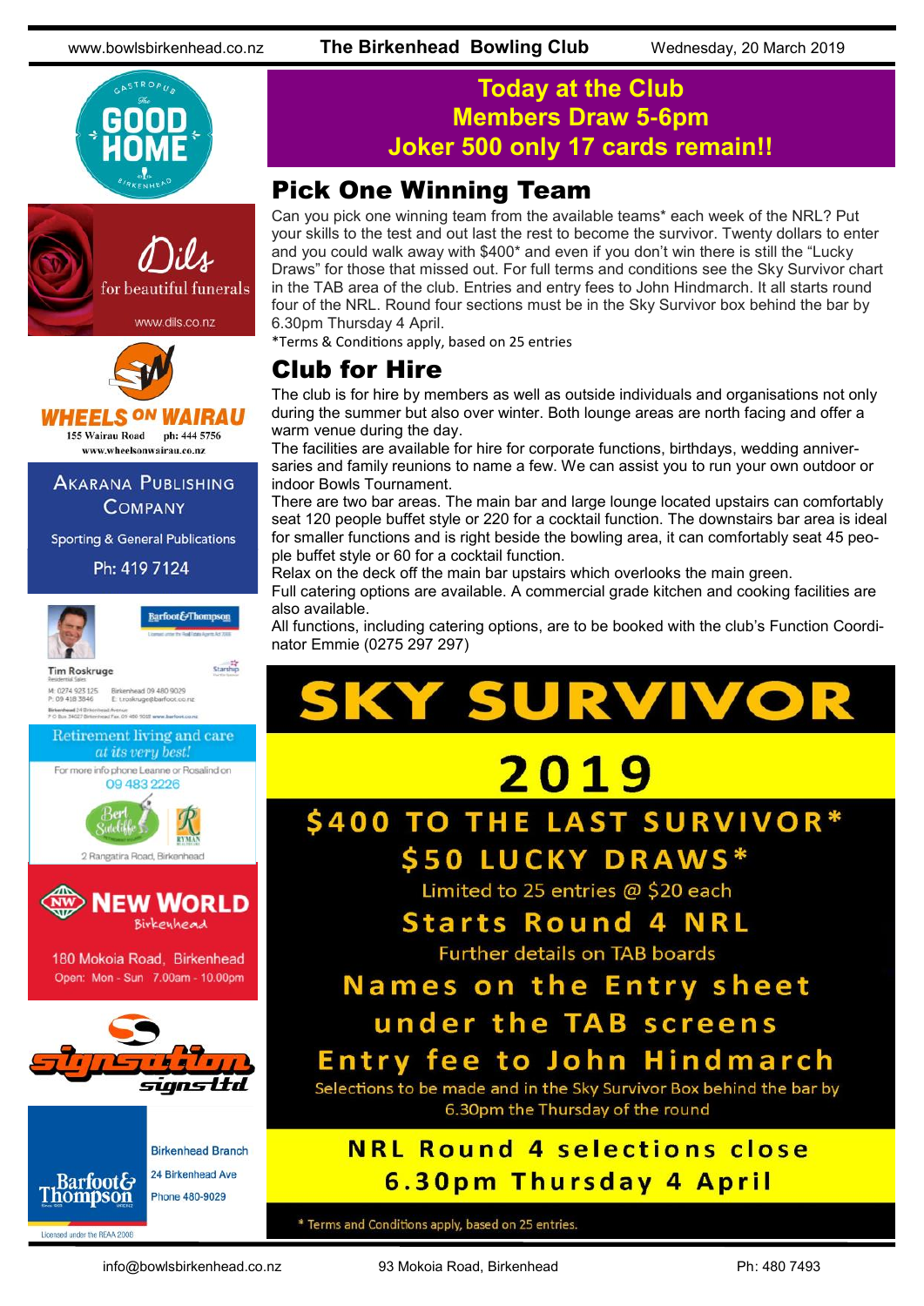## Today at the Club
## Members Draw 5-6pm
## Joker 500 only 17 cards remain!!

# Pick One Winning Team

Can you pick one winning team from the available teams* each week of the NRL? Put your skills to the test and out last the rest to become the survivor. Twenty dollars to enter and you could walk away with $400* and even if you don't win there is still the "Lucky Draws" for those that missed out. For full terms and conditions see the Sky Survivor chart in the TAB area of the club. Entries and entry fees to John Hindmarch. It all starts round four of the NRL. Round four sections must be in the Sky Survivor box behind the bar by 6.30pm Thursday 4 April.

*Terms & Conditions apply, based on 25 entries

# Club for Hire

The club is for hire by members as well as outside individuals and organisations not only during the summer but also over winter. Both lounge areas are north facing and offer a warm venue during the day.

The facilities are available for hire for corporate functions, birthdays, wedding anniversaries and family reunions to name a few. We can assist you to run your own outdoor or indoor Bowls Tournament.

There are two bar areas. The main bar and large lounge located upstairs can comfortably seat 120 people buffet style or 220 for a cocktail function. The downstairs bar area is ideal for smaller functions and is right beside the bowling area, it can comfortably seat 45 people buffet style or 60 for a cocktail function.

Relax on the deck off the main bar upstairs which overlooks the main green.

Full catering options are available. A commercial grade kitchen and cooking facilities are also available.

All functions, including catering options, are to be booked with the club's Function Coordinator Emmie (0275 297 297)

# SKY SURVIVOR

# 2019

## $400 TO THE LAST SURVIVOR*

## $50 LUCKY DRAWS*

Limited to 25 entries @ $20 each

## Starts Round 4 NRL

Further details on TAB boards

## Names on the Entry sheet under the TAB screens

## Entry fee to John Hindmarch

Selections to be made and in the Sky Survivor Box behind the bar by 6.30pm the Thursday of the round

## NRL Round 4 selections close 6.30pm Thursday 4 April

* Terms and Conditions apply, based on 25 entries.

---

**The Good Home** – Gastropub – Birkenhead

**Dils** – for beautiful funerals – www.dils.co.nz

**Wheels on Wairau** – 155 Wairau Road – ph: 444 5756 – www.wheelsonwairau.co.nz

**Akarana Publishing Company** – Sporting & General Publications – Ph: 419 7124

**Tim Roskruge** – Residential Sales – Barfoot&Thompson – M: 0274 923 125 – P: 09 418 3846 – Birkenhead 09 480 9029 – E: troskruge@barfoot.co.nz – Birkenhead 24 Birkenhead Avenue – P O Box 34027 Birkenhead Fax 09 480 5032 www.barfoot.co.nz

**Retirement living and care at its very best!** – For more info phone Leanne or Rosalind on 09 483 2226 – Bert Sutcliffe – Ryman – 2 Rangatira Road, Birkenhead

**New World Birkenhead** – 180 Mokoia Road, Birkenhead – Open: Mon - Sun 7.00am - 10.00pm

**Signsation signs ltd**

**Barfoot & Thompson** – Birkenhead Branch – 24 Birkenhead Ave – Phone 480-9029 – Licensed under the REAA 2008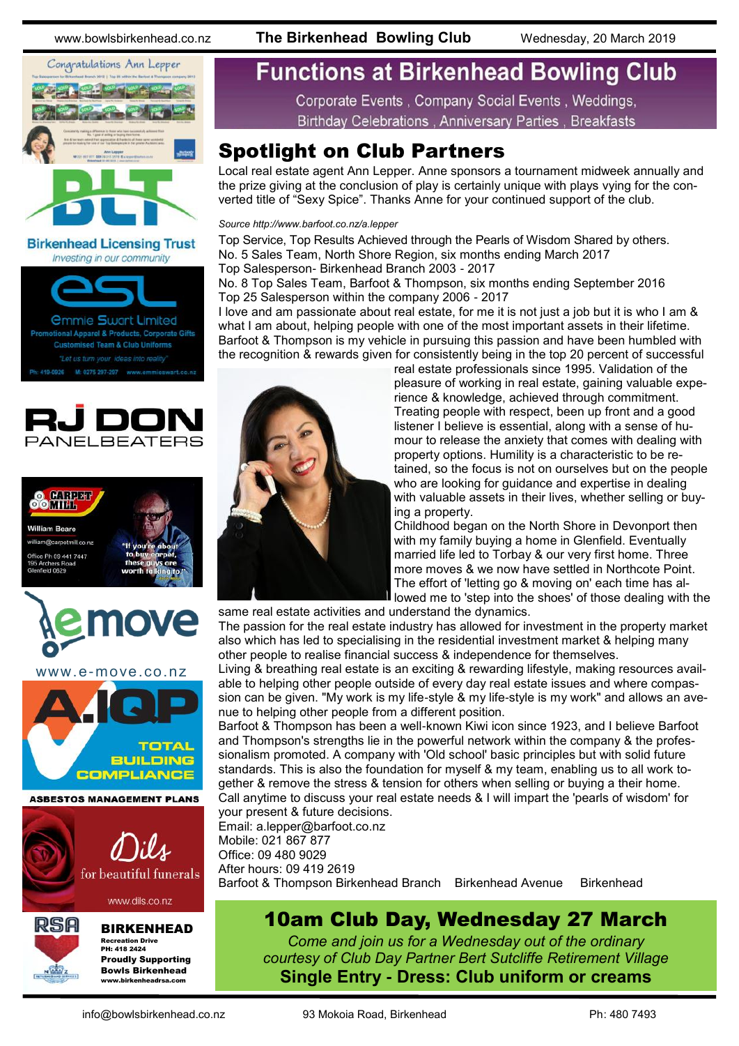# Functions at Birkenhead Bowling Club

Corporate Events , Company Social Events , Weddings, Birthday Celebrations , Anniversary Parties , Breakfasts

## Spotlight on Club Partners

Local real estate agent Ann Lepper. Anne sponsors a tournament midweek annually and the prize giving at the conclusion of play is certainly unique with plays vying for the converted title of “Sexy Spice”. Thanks Anne for your continued support of the club.

*Source http://www.barfoot.co.nz/a.lepper*

Top Service, Top Results Achieved through the Pearls of Wisdom Shared by others.
No. 5 Sales Team, North Shore Region, six months ending March 2017
Top Salesperson- Birkenhead Branch 2003 - 2017
No. 8 Top Sales Team, Barfoot & Thompson, six months ending September 2016
Top 25 Salesperson within the company 2006 - 2017

I love and am passionate about real estate, for me it is not just a job but it is who I am & what I am about, helping people with one of the most important assets in their lifetime. Barfoot & Thompson is my vehicle in pursuing this passion and have been humbled with the recognition & rewards given for consistently being in the top 20 percent of successful real estate professionals since 1995. Validation of the pleasure of working in real estate, gaining valuable experience & knowledge, achieved through commitment. Treating people with respect, been up front and a good listener I believe is essential, along with a sense of humour to release the anxiety that comes with dealing with property options. Humility is a characteristic to be retained, so the focus is not on ourselves but on the people who are looking for guidance and expertise in dealing with valuable assets in their lives, whether selling or buying a property.

Childhood began on the North Shore in Devonport then with my family buying a home in Glenfield. Eventually married life led to Torbay & our very first home. Three more moves & we now have settled in Northcote Point. The effort of 'letting go & moving on' each time has allowed me to 'step into the shoes' of those dealing with the same real estate activities and understand the dynamics.

The passion for the real estate industry has allowed for investment in the property market also which has led to specialising in the residential investment market & helping many other people to realise financial success & independence for themselves.

Living & breathing real estate is an exciting & rewarding lifestyle, making resources available to helping other people outside of every day real estate issues and where compassion can be given. "My work is my life-style & my life-style is my work" and allows an avenue to helping other people from a different position.

Barfoot & Thompson has been a well-known Kiwi icon since 1923, and I believe Barfoot and Thompson's strengths lie in the powerful network within the company & the professionalism promoted. A company with 'Old school' basic principles but with solid future standards. This is also the foundation for myself & my team, enabling us to all work together & remove the stress & tension for others when selling or buying a their home.

Call anytime to discuss your real estate needs & I will impart the 'pearls of wisdom' for your present & future decisions.

Email: a.lepper@barfoot.co.nz
Mobile: 021 867 877
Office: 09 480 9029
After hours: 09 419 2619
Barfoot & Thompson Birkenhead Branch Birkenhead Avenue Birkenhead

## 10am Club Day, Wednesday 27 March

*Come and join us for a Wednesday out of the ordinary courtesy of Club Day Partner Bert Sutcliffe Retirement Village*

**Single Entry - Dress: Club uniform or creams**

---

Congratulations Ann Lepper

**Birkenhead Licensing Trust**
*Investing in our community*

Emmie Swart Limited
Promotional Apparel & Products, Corporate Gifts
Customised Team & Club Uniforms
"Let us turn your ideas into reality"
Ph: 410-0026 M: 0275 297-207 www.emmieswart.co.nz

RJ DON PANELBEATERS

CARPET MILL
William Beare
william@carpetmill.co.nz
Office Ph 09 441 7447
195 Archers Road
Glenfield 0629
"If you're about to buy carpet, these guys are worth talking to!"

emove
www.e-move.co.nz

A.IQP TOTAL BUILDING COMPLIANCE
ASBESTOS MANAGEMENT PLANS

Dils for beautiful funerals
www.dils.co.nz

RSA BIRKENHEAD
Recreation Drive
PH: 418 2424
Proudly Supporting Bowls Birkenhead
www.birkenheadrsa.com